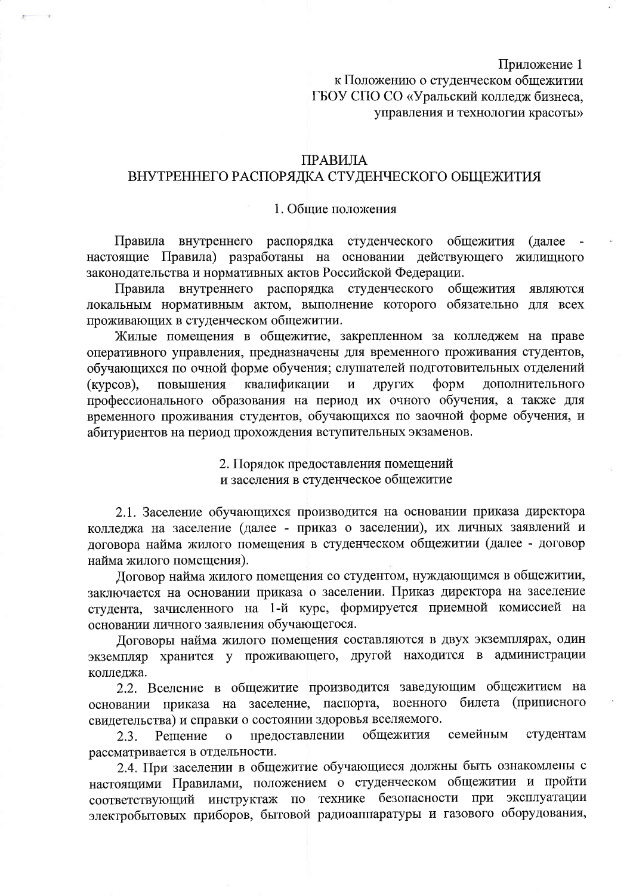Приложение 1
к Положению о студенческом общежитии
ГБОУ СПО СО «Уральский колледж бизнеса,
управления и технологии красоты»

# ПРАВИЛА
# ВНУТРЕННЕГО РАСПОРЯДКА СТУДЕНЧЕСКОГО ОБЩЕЖИТИЯ

## 1. Общие положения

Правила внутреннего распорядка студенческого общежития (далее - настоящие Правила) разработаны на основании действующего жилищного законодательства и нормативных актов Российской Федерации.

Правила внутреннего распорядка студенческого общежития являются локальным нормативным актом, выполнение которого обязательно для всех проживающих в студенческом общежитии.

Жилые помещения в общежитие, закрепленном за колледжем на праве оперативного управления, предназначены для временного проживания студентов, обучающихся по очной форме обучения; слушателей подготовительных отделений (курсов), повышения квалификации и других форм дополнительного профессионального образования на период их очного обучения, а также для временного проживания студентов, обучающихся по заочной форме обучения, и абитуриентов на период прохождения вступительных экзаменов.

## 2. Порядок предоставления помещений и заселения в студенческое общежитие

2.1. Заселение обучающихся производится на основании приказа директора колледжа на заселение (далее - приказ о заселении), их личных заявлений и договора найма жилого помещения в студенческом общежитии (далее - договор найма жилого помещения).

Договор найма жилого помещения со студентом, нуждающимся в общежитии, заключается на основании приказа о заселении. Приказ директора на заселение студента, зачисленного на 1-й курс, формируется приемной комиссией на основании личного заявления обучающегося.

Договоры найма жилого помещения составляются в двух экземплярах, один экземпляр хранится у проживающего, другой находится в администрации колледжа.

2.2. Вселение в общежитие производится заведующим общежитием на основании приказа на заселение, паспорта, военного билета (приписного свидетельства) и справки о состоянии здоровья вселяемого.

2.3. Решение о предоставлении общежития семейным студентам рассматривается в отдельности.

2.4. При заселении в общежитие обучающиеся должны быть ознакомлены с настоящими Правилами, положением о студенческом общежитии и пройти соответствующий инструктаж по технике безопасности при эксплуатации электробытовых приборов, бытовой радиоаппаратуры и газового оборудования,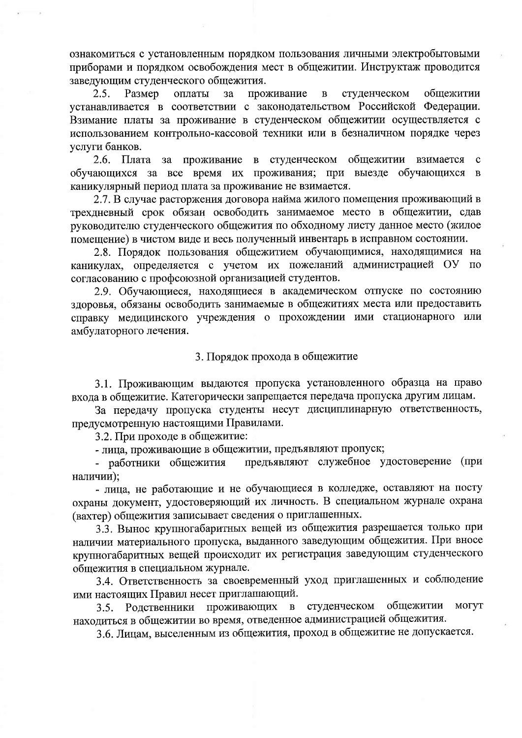ознакомиться с установленным порядком пользования личными электробытовыми приборами и порядком освобождения мест в общежитии. Инструктаж проводится заведующим студенческого общежития.

2.5. Размер оплаты за проживание в студенческом общежитии устанавливается в соответствии с законодательством Российской Федерации. Взимание платы за проживание в студенческом общежитии осуществляется с использованием контрольно-кассовой техники или в безналичном порядке через услуги банков.

2.6. Плата за проживание в студенческом общежитии взимается с обучающихся за все время их проживания; при выезде обучающихся в каникулярный период плата за проживание не взимается.

2.7. В случае расторжения договора найма жилого помещения проживающий в трехдневный срок обязан освободить занимаемое место в общежитии, сдав руководителю студенческого общежития по обходному листу данное место (жилое помещение) в чистом виде и весь полученный инвентарь в исправном состоянии.

2.8. Порядок пользования общежитием обучающимися, находящимися на каникулах, определяется с учетом их пожеланий администрацией ОУ по согласованию с профсоюзной организацией студентов.

2.9. Обучающиеся, находящиеся в академическом отпуске по состоянию здоровья, обязаны освободить занимаемые в общежитиях места или предоставить справку медицинского учреждения о прохождении ими стационарного или амбулаторного лечения.

## 3. Порядок прохода в общежитие

3.1. Проживающим выдаются пропуска установленного образца на право входа в общежитие. Категорически запрещается передача пропуска другим лицам.

За передачу пропуска студенты несут дисциплинарную ответственность, предусмотренную настоящими Правилами.

3.2. При проходе в общежитие:

- лица, проживающие в общежитии, предъявляют пропуск;
- работники общежития предъявляют служебное удостоверение (при наличии);
- лица, не работающие и не обучающиеся в колледже, оставляют на посту охраны документ, удостоверяющий их личность. В специальном журнале охрана (вахтер) общежития записывает сведения о приглашенных.

3.3. Вынос крупногабаритных вещей из общежития разрешается только при наличии материального пропуска, выданного заведующим общежития. При вносе крупногабаритных вещей происходит их регистрация заведующим студенческого общежития в специальном журнале.

3.4. Ответственность за своевременный уход приглашенных и соблюдение ими настоящих Правил несет приглашающий.

3.5. Родственники проживающих в студенческом общежитии могут находиться в общежитии во время, отведенное администрацией общежития.

3.6. Лицам, выселенным из общежития, проход в общежитие не допускается.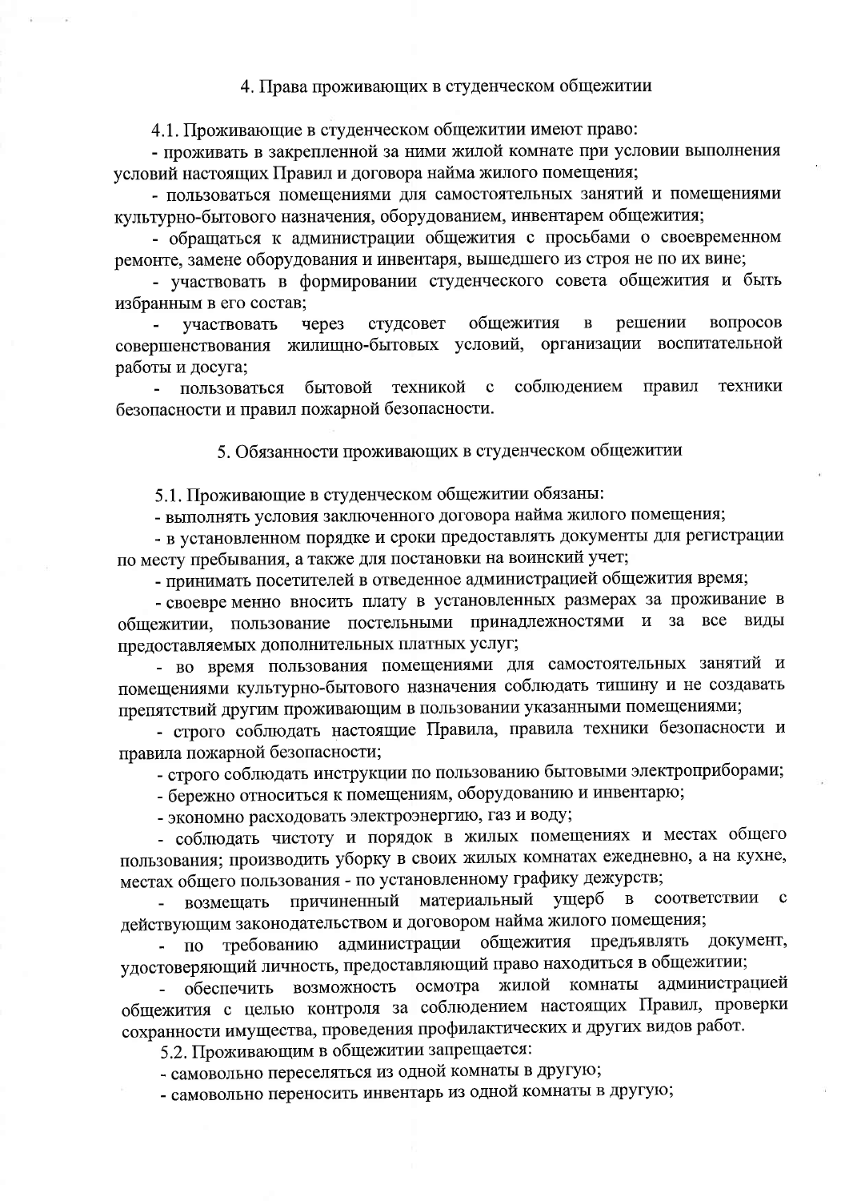## 4. Права проживающих в студенческом общежитии

4.1. Проживающие в студенческом общежитии имеют право:

- проживать в закрепленной за ними жилой комнате при условии выполнения условий настоящих Правил и договора найма жилого помещения;
- пользоваться помещениями для самостоятельных занятий и помещениями культурно-бытового назначения, оборудованием, инвентарем общежития;
- обращаться к администрации общежития с просьбами о своевременном ремонте, замене оборудования и инвентаря, вышедшего из строя не по их вине;
- участвовать в формировании студенческого совета общежития и быть избранным в его состав;
- участвовать через студсовет общежития в решении вопросов совершенствования жилищно-бытовых условий, организации воспитательной работы и досуга;
- пользоваться бытовой техникой с соблюдением правил техники безопасности и правил пожарной безопасности.

## 5. Обязанности проживающих в студенческом общежитии

5.1. Проживающие в студенческом общежитии обязаны:

- выполнять условия заключенного договора найма жилого помещения;
- в установленном порядке и сроки предоставлять документы для регистрации по месту пребывания, а также для постановки на воинский учет;
- принимать посетителей в отведенное администрацией общежития время;
- своевре менно вносить плату в установленных размерах за проживание в общежитии, пользование постельными принадлежностями и за все виды предоставляемых дополнительных платных услуг;
- во время пользования помещениями для самостоятельных занятий и помещениями культурно-бытового назначения соблюдать тишину и не создавать препятствий другим проживающим в пользовании указанными помещениями;
- строго соблюдать настоящие Правила, правила техники безопасности и правила пожарной безопасности;
- строго соблюдать инструкции по пользованию бытовыми электроприборами;
- бережно относиться к помещениям, оборудованию и инвентарю;
- экономно расходовать электроэнергию, газ и воду;
- соблюдать чистоту и порядок в жилых помещениях и местах общего пользования; производить уборку в своих жилых комнатах ежедневно, а на кухне, местах общего пользования - по установленному графику дежурств;
- возмещать причиненный материальный ущерб в соответствии с действующим законодательством и договором найма жилого помещения;
- по требованию администрации общежития предъявлять документ, удостоверяющий личность, предоставляющий право находиться в общежитии;
- обеспечить возможность осмотра жилой комнаты администрацией общежития с целью контроля за соблюдением настоящих Правил, проверки сохранности имущества, проведения профилактических и других видов работ.

5.2. Проживающим в общежитии запрещается:

- самовольно переселяться из одной комнаты в другую;
- самовольно переносить инвентарь из одной комнаты в другую;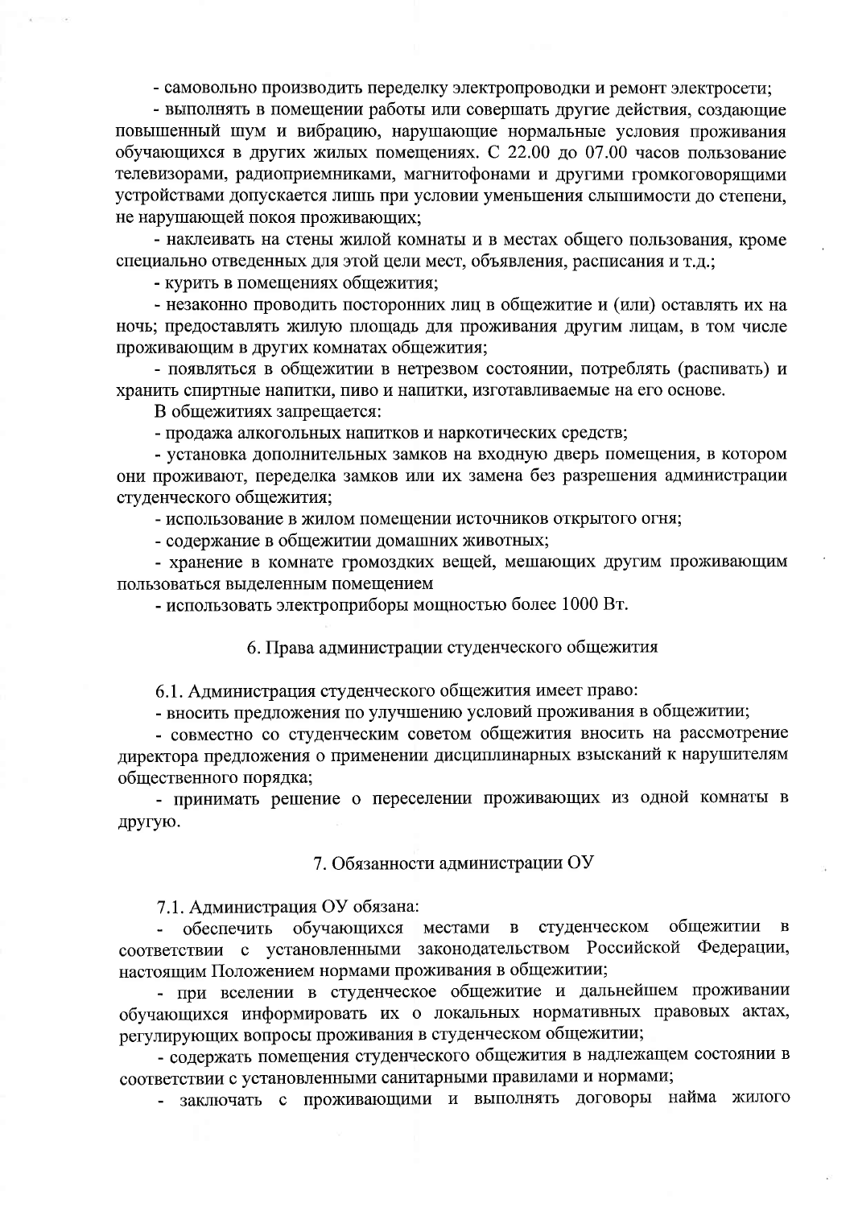- самовольно производить переделку электропроводки и ремонт электросети;

- выполнять в помещении работы или совершать другие действия, создающие повышенный шум и вибрацию, нарушающие нормальные условия проживания обучающихся в других жилых помещениях. С 22.00 до 07.00 часов пользование телевизорами, радиоприемниками, магнитофонами и другими громкоговорящими устройствами допускается лишь при условии уменьшения слышимости до степени, не нарушающей покоя проживающих;

- наклеивать на стены жилой комнаты и в местах общего пользования, кроме специально отведенных для этой цели мест, объявления, расписания и т.д.;

- курить в помещениях общежития;

- незаконно проводить посторонних лиц в общежитие и (или) оставлять их на ночь; предоставлять жилую площадь для проживания другим лицам, в том числе проживающим в других комнатах общежития;

- появляться в общежитии в нетрезвом состоянии, потреблять (распивать) и хранить спиртные напитки, пиво и напитки, изготавливаемые на его основе.

В общежитиях запрещается:

- продажа алкогольных напитков и наркотических средств;

- установка дополнительных замков на входную дверь помещения, в котором они проживают, переделка замков или их замена без разрешения администрации студенческого общежития;

- использование в жилом помещении источников открытого огня;

- содержание в общежитии домашних животных;

- хранение в комнате громоздких вещей, мешающих другим проживающим пользоваться выделенным помещением

- использовать электроприборы мощностью более 1000 Вт.

## 6. Права администрации студенческого общежития

6.1. Администрация студенческого общежития имеет право:

- вносить предложения по улучшению условий проживания в общежитии;

- совместно со студенческим советом общежития вносить на рассмотрение директора предложения о применении дисциплинарных взысканий к нарушителям общественного порядка;

- принимать решение о переселении проживающих из одной комнаты в другую.

## 7. Обязанности администрации ОУ

7.1. Администрация ОУ обязана:

- обеспечить обучающихся местами в студенческом общежитии в соответствии с установленными законодательством Российской Федерации, настоящим Положением нормами проживания в общежитии;

- при вселении в студенческое общежитие и дальнейшем проживании обучающихся информировать их о локальных нормативных правовых актах, регулирующих вопросы проживания в студенческом общежитии;

- содержать помещения студенческого общежития в надлежащем состоянии в соответствии с установленными санитарными правилами и нормами;

- заключать с проживающими и выполнять договоры найма жилого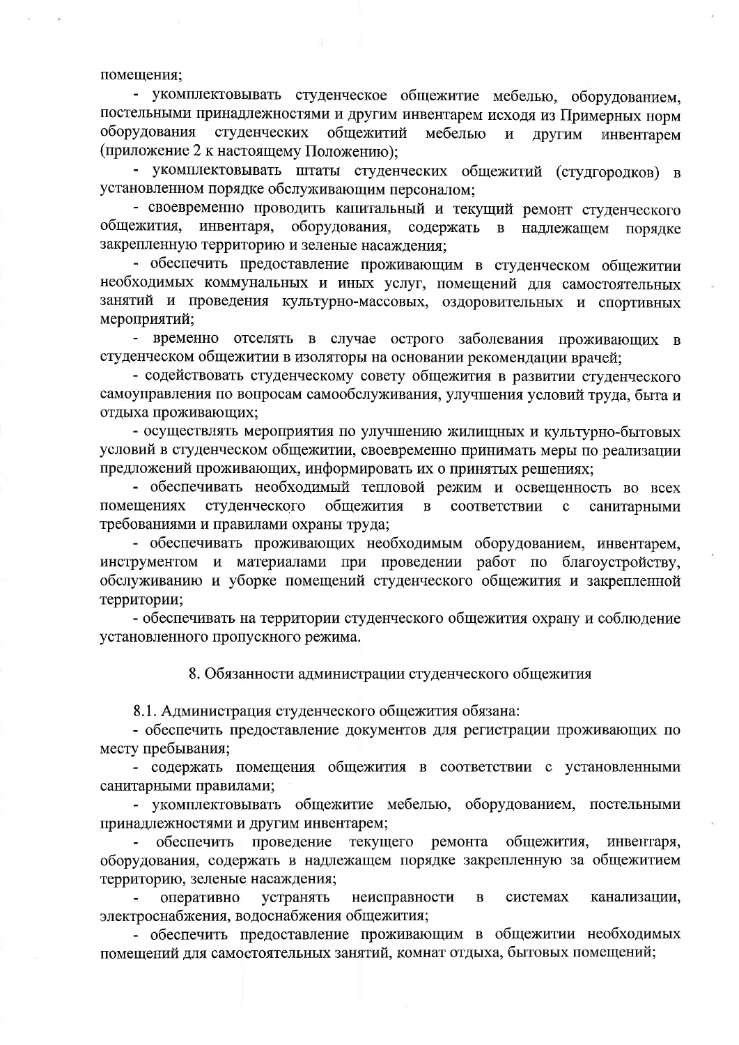помещения;

- укомплектовывать студенческое общежитие мебелью, оборудованием, постельными принадлежностями и другим инвентарем исходя из Примерных норм оборудования студенческих общежитий мебелью и другим инвентарем (приложение 2 к настоящему Положению);
- укомплектовывать штаты студенческих общежитий (студгородков) в установленном порядке обслуживающим персоналом;
- своевременно проводить капитальный и текущий ремонт студенческого общежития, инвентаря, оборудования, содержать в надлежащем порядке закрепленную территорию и зеленые насаждения;
- обеспечить предоставление проживающим в студенческом общежитии необходимых коммунальных и иных услуг, помещений для самостоятельных занятий и проведения культурно-массовых, оздоровительных и спортивных мероприятий;
- временно отселять в случае острого заболевания проживающих в студенческом общежитии в изоляторы на основании рекомендации врачей;
- содействовать студенческому совету общежития в развитии студенческого самоуправления по вопросам самообслуживания, улучшения условий труда, быта и отдыха проживающих;
- осуществлять мероприятия по улучшению жилищных и культурно-бытовых условий в студенческом общежитии, своевременно принимать меры по реализации предложений проживающих, информировать их о принятых решениях;
- обеспечивать необходимый тепловой режим и освещенность во всех помещениях студенческого общежития в соответствии с санитарными требованиями и правилами охраны труда;
- обеспечивать проживающих необходимым оборудованием, инвентарем, инструментом и материалами при проведении работ по благоустройству, обслуживанию и уборке помещений студенческого общежития и закрепленной территории;
- обеспечивать на территории студенческого общежития охрану и соблюдение установленного пропускного режима.

## 8. Обязанности администрации студенческого общежития

8.1. Администрация студенческого общежития обязана:

- обеспечить предоставление документов для регистрации проживающих по месту пребывания;
- содержать помещения общежития в соответствии с установленными санитарными правилами;
- укомплектовывать общежитие мебелью, оборудованием, постельными принадлежностями и другим инвентарем;
- обеспечить проведение текущего ремонта общежития, инвентаря, оборудования, содержать в надлежащем порядке закрепленную за общежитием территорию, зеленые насаждения;
- оперативно устранять неисправности в системах канализации, электроснабжения, водоснабжения общежития;
- обеспечить предоставление проживающим в общежитии необходимых помещений для самостоятельных занятий, комнат отдыха, бытовых помещений;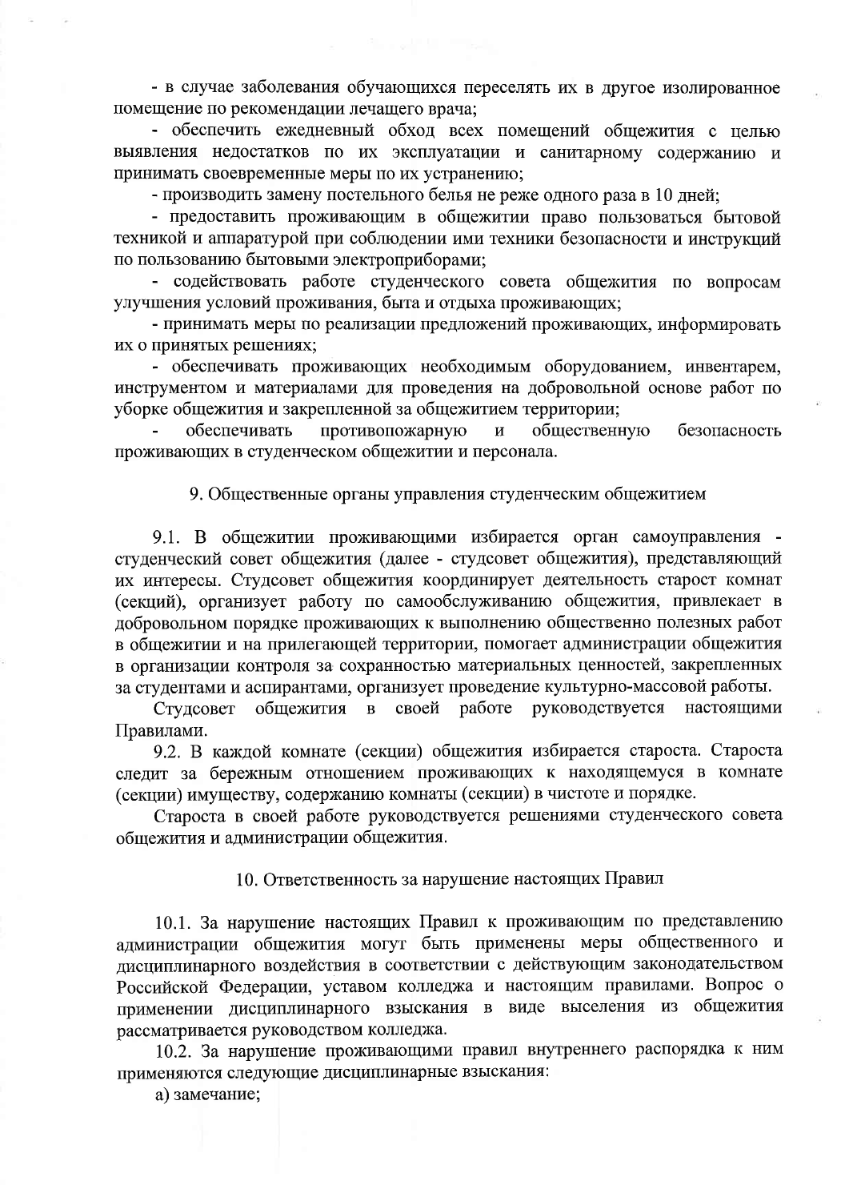- в случае заболевания обучающихся переселять их в другое изолированное помещение по рекомендации лечащего врача;

- обеспечить ежедневный обход всех помещений общежития с целью выявления недостатков по их эксплуатации и санитарному содержанию и принимать своевременные меры по их устранению;

- производить замену постельного белья не реже одного раза в 10 дней;

- предоставить проживающим в общежитии право пользоваться бытовой техникой и аппаратурой при соблюдении ими техники безопасности и инструкций по пользованию бытовыми электроприборами;

- содействовать работе студенческого совета общежития по вопросам улучшения условий проживания, быта и отдыха проживающих;

- принимать меры по реализации предложений проживающих, информировать их о принятых решениях;

- обеспечивать проживающих необходимым оборудованием, инвентарем, инструментом и материалами для проведения на добровольной основе работ по уборке общежития и закрепленной за общежитием территории;

- обеспечивать противопожарную и общественную безопасность проживающих в студенческом общежитии и персонала.

## 9. Общественные органы управления студенческим общежитием

9.1. В общежитии проживающими избирается орган самоуправления - студенческий совет общежития (далее - студсовет общежития), представляющий их интересы. Студсовет общежития координирует деятельность старост комнат (секций), организует работу по самообслуживанию общежития, привлекает в добровольном порядке проживающих к выполнению общественно полезных работ в общежитии и на прилегающей территории, помогает администрации общежития в организации контроля за сохранностью материальных ценностей, закрепленных за студентами и аспирантами, организует проведение культурно-массовой работы.

Студсовет общежития в своей работе руководствуется настоящими Правилами.

9.2. В каждой комнате (секции) общежития избирается староста. Староста следит за бережным отношением проживающих к находящемуся в комнате (секции) имуществу, содержанию комнаты (секции) в чистоте и порядке.

Староста в своей работе руководствуется решениями студенческого совета общежития и администрации общежития.

## 10. Ответственность за нарушение настоящих Правил

10.1. За нарушение настоящих Правил к проживающим по представлению администрации общежития могут быть применены меры общественного и дисциплинарного воздействия в соответствии с действующим законодательством Российской Федерации, уставом колледжа и настоящим правилами. Вопрос о применении дисциплинарного взыскания в виде выселения из общежития рассматривается руководством колледжа.

10.2. За нарушение проживающими правил внутреннего распорядка к ним применяются следующие дисциплинарные взыскания:

а) замечание;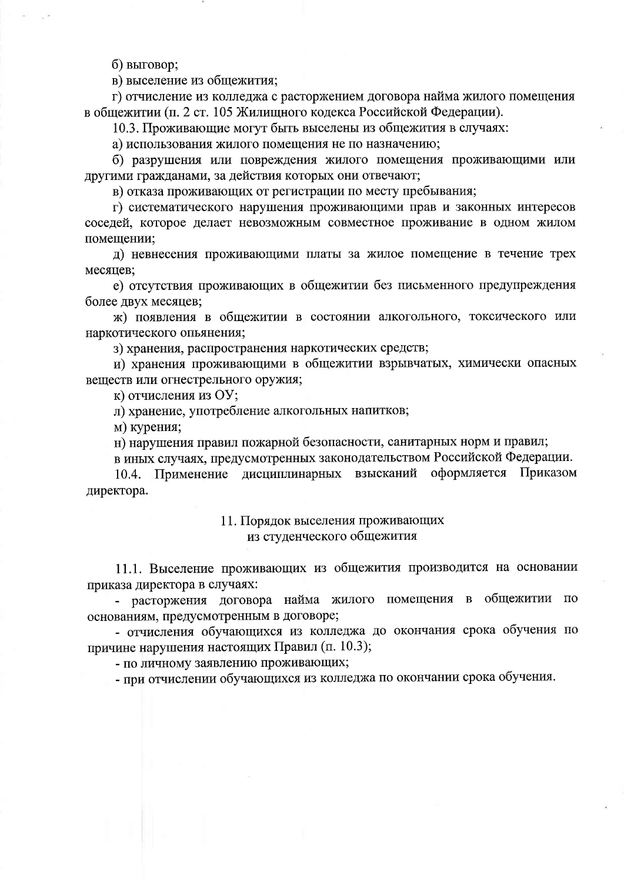б) выговор;

в) выселение из общежития;

г) отчисление из колледжа с расторжением договора найма жилого помещения в общежитии (п. 2 ст. 105 Жилищного кодекса Российской Федерации).

10.3. Проживающие могут быть выселены из общежития в случаях:

а) использования жилого помещения не по назначению;

б) разрушения или повреждения жилого помещения проживающими или другими гражданами, за действия которых они отвечают;

в) отказа проживающих от регистрации по месту пребывания;

г) систематического нарушения проживающими прав и законных интересов соседей, которое делает невозможным совместное проживание в одном жилом помещении;

д) невнесения проживающими платы за жилое помещение в течение трех месяцев;

е) отсутствия проживающих в общежитии без письменного предупреждения более двух месяцев;

ж) появления в общежитии в состоянии алкогольного, токсического или наркотического опьянения;

з) хранения, распространения наркотических средств;

и) хранения проживающими в общежитии взрывчатых, химически опасных веществ или огнестрельного оружия;

к) отчисления из ОУ;

л) хранение, употребление алкогольных напитков;

м) курения;

н) нарушения правил пожарной безопасности, санитарных норм и правил;

в иных случаях, предусмотренных законодательством Российской Федерации.

10.4. Применение дисциплинарных взысканий оформляется Приказом директора.

## 11. Порядок выселения проживающих из студенческого общежития

11.1. Выселение проживающих из общежития производится на основании приказа директора в случаях:

- расторжения договора найма жилого помещения в общежитии по основаниям, предусмотренным в договоре;
- отчисления обучающихся из колледжа до окончания срока обучения по причине нарушения настоящих Правил (п. 10.3);
- по личному заявлению проживающих;
- при отчислении обучающихся из колледжа по окончании срока обучения.